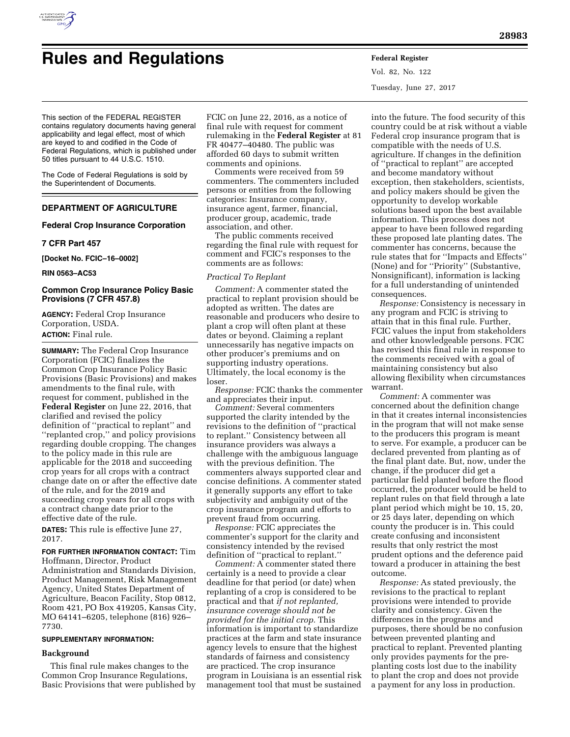# Rules and Regulations

This section of the FEDERAL REGISTER contains regulatory documents having general applicability and legal effect, most of which are keyed to and codified in the Code of Federal Regulations, which is published under 50 titles pursuant to 44 U.S.C. 1510.

The Code of Federal Regulations is sold by the Superintendent of Documents.

## DEPARTMENT OF AGRICULTURE

### Federal Crop Insurance Corporation

### 7 CFR Part 457

**[Docket No. FCIC–16–0002]**

**RIN 0563–AC53**

### Common Crop Insurance Policy Basic Provisions (7 CFR 457.8)

**AGENCY:** Federal Crop Insurance Corporation, USDA.

**ACTION:** Final rule.

**SUMMARY:** The Federal Crop Insurance Corporation (FCIC) finalizes the Common Crop Insurance Policy Basic Provisions (Basic Provisions) and makes amendments to the final rule, with request for comment, published in the **Federal Register** on June 22, 2016, that clarified and revised the policy definition of ''practical to replant'' and ''replanted crop,'' and policy provisions regarding double cropping. The changes to the policy made in this rule are applicable for the 2018 and succeeding crop years for all crops with a contract change date on or after the effective date of the rule, and for the 2019 and succeeding crop years for all crops with a contract change date prior to the effective date of the rule.

**DATES:** This rule is effective June 27, 2017.

**FOR FURTHER INFORMATION CONTACT:** Tim Hoffmann, Director, Product Administration and Standards Division, Product Management, Risk Management Agency, United States Department of Agriculture, Beacon Facility, Stop 0812, Room 421, PO Box 419205, Kansas City, MO 64141–6205, telephone (816) 926–7730.

**SUPPLEMENTARY INFORMATION:**

**Background**

This final rule makes changes to the Common Crop Insurance Regulations, Basic Provisions that were published by FCIC on June 22, 2016, as a notice of final rule with request for comment rulemaking in the **Federal Register** at 81 FR 40477–40480. The public was afforded 60 days to submit written comments and opinions.

Comments were received from 59 commenters. The commenters included persons or entities from the following categories: Insurance company, insurance agent, farmer, financial, producer group, academic, trade association, and other.

The public comments received regarding the final rule with request for comment and FCIC's responses to the comments are as follows:

*Practical To Replant*

*Comment:* A commenter stated the practical to replant provision should be adopted as written. The dates are reasonable and producers who desire to plant a crop will often plant at these dates or beyond. Claiming a replant unnecessarily has negative impacts on other producer's premiums and on supporting industry operations. Ultimately, the local economy is the loser.

*Response:* FCIC thanks the commenter and appreciates their input.

*Comment:* Several commenters supported the clarity intended by the revisions to the definition of ''practical to replant.'' Consistency between all insurance providers was always a challenge with the ambiguous language with the previous definition. The commenters always supported clear and concise definitions. A commenter stated it generally supports any effort to take subjectivity and ambiguity out of the crop insurance program and efforts to prevent fraud from occurring.

*Response:* FCIC appreciates the commenter's support for the clarity and consistency intended by the revised definition of ''practical to replant.''

*Comment:* A commenter stated there certainly is a need to provide a clear deadline for that period (or date) when replanting of a crop is considered to be practical and that *if not replanted, insurance coverage should not be provided for the initial crop.* This information is important to standardize practices at the farm and state insurance agency levels to ensure that the highest standards of fairness and consistency are practiced. The crop insurance program in Louisiana is an essential risk management tool that must be sustained into the future. The food security of this country could be at risk without a viable Federal crop insurance program that is compatible with the needs of U.S. agriculture. If changes in the definition of ''practical to replant'' are accepted and become mandatory without exception, then stakeholders, scientists, and policy makers should be given the opportunity to develop workable solutions based upon the best available information. This process does not appear to have been followed regarding these proposed late planting dates. The commenter has concerns, because the rule states that for ''Impacts and Effects'' (None) and for ''Priority'' (Substantive, Nonsignificant), information is lacking for a full understanding of unintended consequences.

*Response:* Consistency is necessary in any program and FCIC is striving to attain that in this final rule. Further, FCIC values the input from stakeholders and other knowledgeable persons. FCIC has revised this final rule in response to the comments received with a goal of maintaining consistency but also allowing flexibility when circumstances warrant.

*Comment:* A commenter was concerned about the definition change in that it creates internal inconsistencies in the program that will not make sense to the producers this program is meant to serve. For example, a producer can be declared prevented from planting as of the final plant date. But, now, under the change, if the producer did get a particular field planted before the flood occurred, the producer would be held to replant rules on that field through a late plant period which might be 10, 15, 20, or 25 days later, depending on which county the producer is in. This could create confusing and inconsistent results that only restrict the most prudent options and the deference paid toward a producer in attaining the best outcome.

*Response:* As stated previously, the revisions to the practical to replant provisions were intended to provide clarity and consistency. Given the differences in the programs and purposes, there should be no confusion between prevented planting and practical to replant. Prevented planting only provides payments for the pre-planting costs lost due to the inability to plant the crop and does not provide a payment for any loss in production.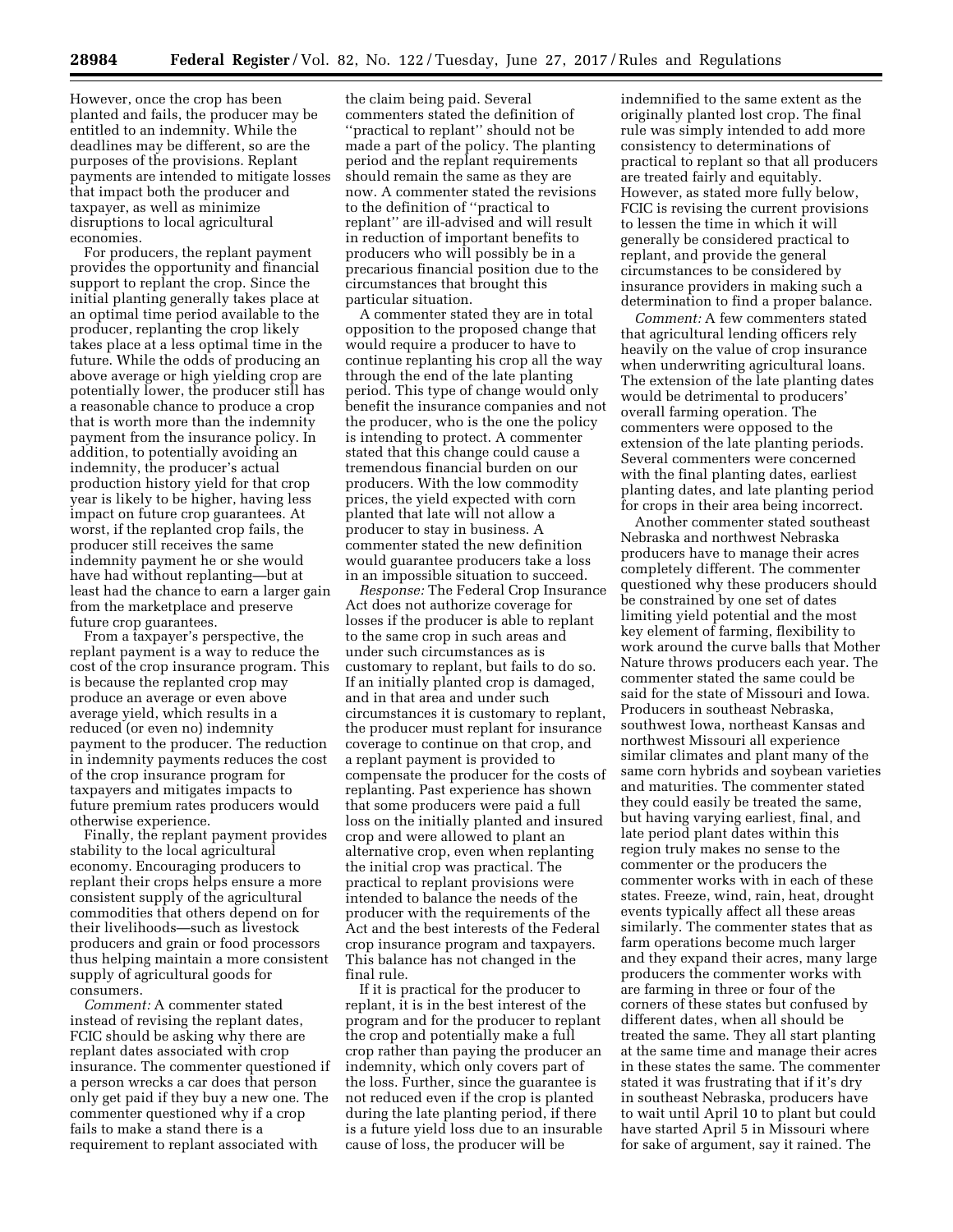However, once the crop has been planted and fails, the producer may be entitled to an indemnity. While the deadlines may be different, so are the purposes of the provisions. Replant payments are intended to mitigate losses that impact both the producer and taxpayer, as well as minimize disruptions to local agricultural economies.

For producers, the replant payment provides the opportunity and financial support to replant the crop. Since the initial planting generally takes place at an optimal time period available to the producer, replanting the crop likely takes place at a less optimal time in the future. While the odds of producing an above average or high yielding crop are potentially lower, the producer still has a reasonable chance to produce a crop that is worth more than the indemnity payment from the insurance policy. In addition, to potentially avoiding an indemnity, the producer's actual production history yield for that crop year is likely to be higher, having less impact on future crop guarantees. At worst, if the replanted crop fails, the producer still receives the same indemnity payment he or she would have had without replanting—but at least had the chance to earn a larger gain from the marketplace and preserve future crop guarantees.

From a taxpayer's perspective, the replant payment is a way to reduce the cost of the crop insurance program. This is because the replanted crop may produce an average or even above average yield, which results in a reduced (or even no) indemnity payment to the producer. The reduction in indemnity payments reduces the cost of the crop insurance program for taxpayers and mitigates impacts to future premium rates producers would otherwise experience.

Finally, the replant payment provides stability to the local agricultural economy. Encouraging producers to replant their crops helps ensure a more consistent supply of the agricultural commodities that others depend on for their livelihoods—such as livestock producers and grain or food processors thus helping maintain a more consistent supply of agricultural goods for consumers.

*Comment:* A commenter stated instead of revising the replant dates, FCIC should be asking why there are replant dates associated with crop insurance. The commenter questioned if a person wrecks a car does that person only get paid if they buy a new one. The commenter questioned why if a crop fails to make a stand there is a requirement to replant associated with the claim being paid. Several commenters stated the definition of "practical to replant" should not be made a part of the policy. The planting period and the replant requirements should remain the same as they are now. A commenter stated the revisions to the definition of "practical to replant" are ill-advised and will result in reduction of important benefits to producers who will possibly be in a precarious financial position due to the circumstances that brought this particular situation.

A commenter stated they are in total opposition to the proposed change that would require a producer to have to continue replanting his crop all the way through the end of the late planting period. This type of change would only benefit the insurance companies and not the producer, who is the one the policy is intending to protect. A commenter stated that this change could cause a tremendous financial burden on our producers. With the low commodity prices, the yield expected with corn planted that late will not allow a producer to stay in business. A commenter stated the new definition would guarantee producers take a loss in an impossible situation to succeed.

*Response:* The Federal Crop Insurance Act does not authorize coverage for losses if the producer is able to replant to the same crop in such areas and under such circumstances as is customary to replant, but fails to do so. If an initially planted crop is damaged, and in that area and under such circumstances it is customary to replant, the producer must replant for insurance coverage to continue on that crop, and a replant payment is provided to compensate the producer for the costs of replanting. Past experience has shown that some producers were paid a full loss on the initially planted and insured crop and were allowed to plant an alternative crop, even when replanting the initial crop was practical. The practical to replant provisions were intended to balance the needs of the producer with the requirements of the Act and the best interests of the Federal crop insurance program and taxpayers. This balance has not changed in the final rule.

If it is practical for the producer to replant, it is in the best interest of the program and for the producer to replant the crop and potentially make a full crop rather than paying the producer an indemnity, which only covers part of the loss. Further, since the guarantee is not reduced even if the crop is planted during the late planting period, if there is a future yield loss due to an insurable cause of loss, the producer will be indemnified to the same extent as the originally planted lost crop. The final rule was simply intended to add more consistency to determinations of practical to replant so that all producers are treated fairly and equitably. However, as stated more fully below, FCIC is revising the current provisions to lessen the time in which it will generally be considered practical to replant, and provide the general circumstances to be considered by insurance providers in making such a determination to find a proper balance.

*Comment:* A few commenters stated that agricultural lending officers rely heavily on the value of crop insurance when underwriting agricultural loans. The extension of the late planting dates would be detrimental to producers' overall farming operation. The commenters were opposed to the extension of the late planting periods. Several commenters were concerned with the final planting dates, earliest planting dates, and late planting period for crops in their area being incorrect.

Another commenter stated southeast Nebraska and northwest Nebraska producers have to manage their acres completely different. The commenter questioned why these producers should be constrained by one set of dates limiting yield potential and the most key element of farming, flexibility to work around the curve balls that Mother Nature throws producers each year. The commenter stated the same could be said for the state of Missouri and Iowa. Producers in southeast Nebraska, southwest Iowa, northeast Kansas and northwest Missouri all experience similar climates and plant many of the same corn hybrids and soybean varieties and maturities. The commenter stated they could easily be treated the same, but having varying earliest, final, and late period plant dates within this region truly makes no sense to the commenter or the producers the commenter works with in each of these states. Freeze, wind, rain, heat, drought events typically affect all these areas similarly. The commenter states that as farm operations become much larger and they expand their acres, many large producers the commenter works with are farming in three or four of the corners of these states but confused by different dates, when all should be treated the same. They all start planting at the same time and manage their acres in these states the same. The commenter stated it was frustrating that if it's dry in southeast Nebraska, producers have to wait until April 10 to plant but could have started April 5 in Missouri where for sake of argument, say it rained. The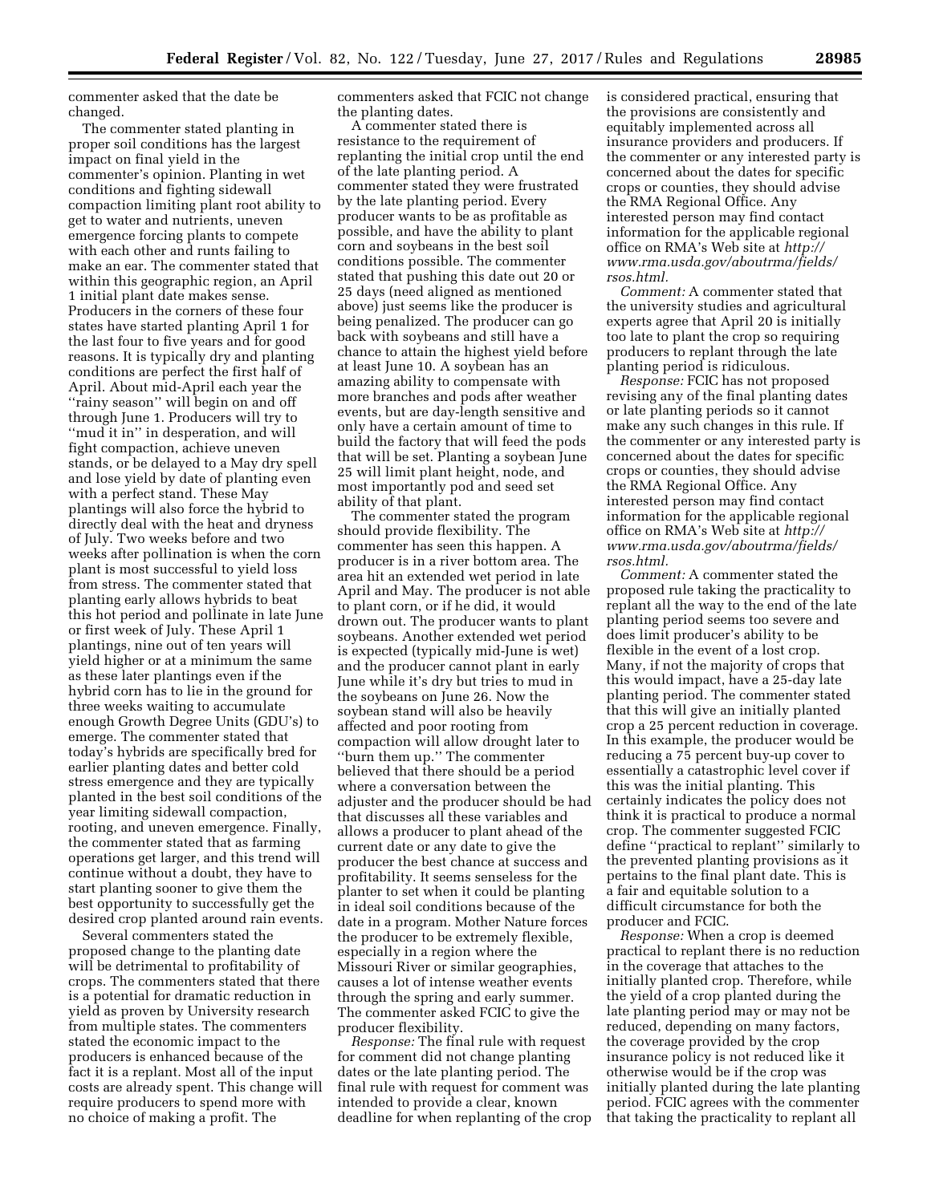commenter asked that the date be changed.

The commenter stated planting in proper soil conditions has the largest impact on final yield in the commenter's opinion. Planting in wet conditions and fighting sidewall compaction limiting plant root ability to get to water and nutrients, uneven emergence forcing plants to compete with each other and runts failing to make an ear. The commenter stated that within this geographic region, an April 1 initial plant date makes sense. Producers in the corners of these four states have started planting April 1 for the last four to five years and for good reasons. It is typically dry and planting conditions are perfect the first half of April. About mid-April each year the ''rainy season'' will begin on and off through June 1. Producers will try to ''mud it in'' in desperation, and will fight compaction, achieve uneven stands, or be delayed to a May dry spell and lose yield by date of planting even with a perfect stand. These May plantings will also force the hybrid to directly deal with the heat and dryness of July. Two weeks before and two weeks after pollination is when the corn plant is most successful to yield loss from stress. The commenter stated that planting early allows hybrids to beat this hot period and pollinate in late June or first week of July. These April 1 plantings, nine out of ten years will yield higher or at a minimum the same as these later plantings even if the hybrid corn has to lie in the ground for three weeks waiting to accumulate enough Growth Degree Units (GDU's) to emerge. The commenter stated that today's hybrids are specifically bred for earlier planting dates and better cold stress emergence and they are typically planted in the best soil conditions of the year limiting sidewall compaction, rooting, and uneven emergence. Finally, the commenter stated that as farming operations get larger, and this trend will continue without a doubt, they have to start planting sooner to give them the best opportunity to successfully get the desired crop planted around rain events.

Several commenters stated the proposed change to the planting date will be detrimental to profitability of crops. The commenters stated that there is a potential for dramatic reduction in yield as proven by University research from multiple states. The commenters stated the economic impact to the producers is enhanced because of the fact it is a replant. Most all of the input costs are already spent. This change will require producers to spend more with no choice of making a profit. The commenters asked that FCIC not change the planting dates.

A commenter stated there is resistance to the requirement of replanting the initial crop until the end of the late planting period. A commenter stated they were frustrated by the late planting period. Every producer wants to be as profitable as possible, and have the ability to plant corn and soybeans in the best soil conditions possible. The commenter stated that pushing this date out 20 or 25 days (need aligned as mentioned above) just seems like the producer is being penalized. The producer can go back with soybeans and still have a chance to attain the highest yield before at least June 10. A soybean has an amazing ability to compensate with more branches and pods after weather events, but are day-length sensitive and only have a certain amount of time to build the factory that will feed the pods that will be set. Planting a soybean June 25 will limit plant height, node, and most importantly pod and seed set ability of that plant.

The commenter stated the program should provide flexibility. The commenter has seen this happen. A producer is in a river bottom area. The area hit an extended wet period in late April and May. The producer is not able to plant corn, or if he did, it would drown out. The producer wants to plant soybeans. Another extended wet period is expected (typically mid-June is wet) and the producer cannot plant in early June while it's dry but tries to mud in the soybeans on June 26. Now the soybean stand will also be heavily affected and poor rooting from compaction will allow drought later to ''burn them up.'' The commenter believed that there should be a period where a conversation between the adjuster and the producer should be had that discusses all these variables and allows a producer to plant ahead of the current date or any date to give the producer the best chance at success and profitability. It seems senseless for the planter to set when it could be planting in ideal soil conditions because of the date in a program. Mother Nature forces the producer to be extremely flexible, especially in a region where the Missouri River or similar geographies, causes a lot of intense weather events through the spring and early summer. The commenter asked FCIC to give the producer flexibility.

*Response:* The final rule with request for comment did not change planting dates or the late planting period. The final rule with request for comment was intended to provide a clear, known deadline for when replanting of the crop is considered practical, ensuring that the provisions are consistently and equitably implemented across all insurance providers and producers. If the commenter or any interested party is concerned about the dates for specific crops or counties, they should advise the RMA Regional Office. Any interested person may find contact information for the applicable regional office on RMA's Web site at *http://www.rma.usda.gov/aboutrma/fields/rsos.html.*

*Comment:* A commenter stated that the university studies and agricultural experts agree that April 20 is initially too late to plant the crop so requiring producers to replant through the late planting period is ridiculous.

*Response:* FCIC has not proposed revising any of the final planting dates or late planting periods so it cannot make any such changes in this rule. If the commenter or any interested party is concerned about the dates for specific crops or counties, they should advise the RMA Regional Office. Any interested person may find contact information for the applicable regional office on RMA's Web site at *http://www.rma.usda.gov/aboutrma/fields/rsos.html.*

*Comment:* A commenter stated the proposed rule taking the practicality to replant all the way to the end of the late planting period seems too severe and does limit producer's ability to be flexible in the event of a lost crop. Many, if not the majority of crops that this would impact, have a 25-day late planting period. The commenter stated that this will give an initially planted crop a 25 percent reduction in coverage. In this example, the producer would be reducing a 75 percent buy-up cover to essentially a catastrophic level cover if this was the initial planting. This certainly indicates the policy does not think it is practical to produce a normal crop. The commenter suggested FCIC define ''practical to replant'' similarly to the prevented planting provisions as it pertains to the final plant date. This is a fair and equitable solution to a difficult circumstance for both the producer and FCIC.

*Response:* When a crop is deemed practical to replant there is no reduction in the coverage that attaches to the initially planted crop. Therefore, while the yield of a crop planted during the late planting period may or may not be reduced, depending on many factors, the coverage provided by the crop insurance policy is not reduced like it otherwise would be if the crop was initially planted during the late planting period. FCIC agrees with the commenter that taking the practicality to replant all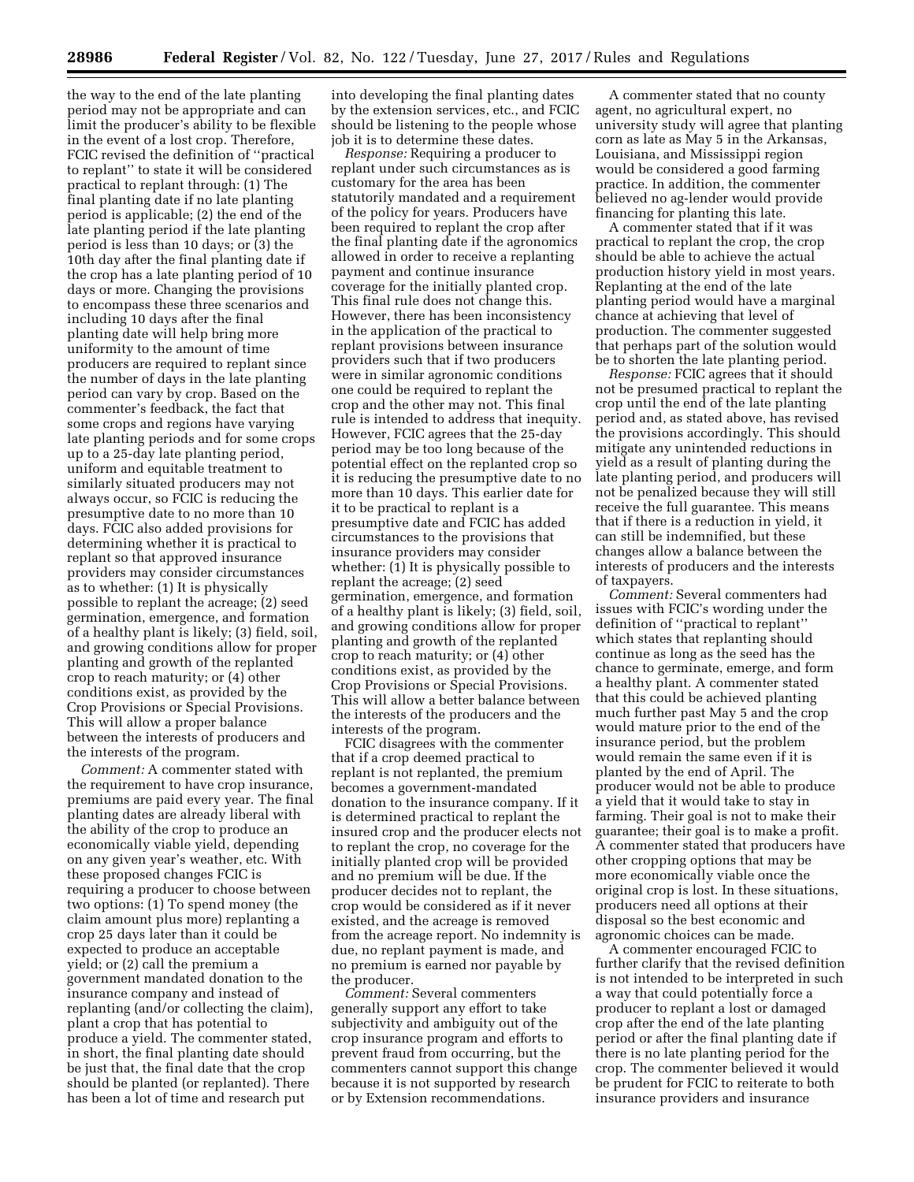the way to the end of the late planting period may not be appropriate and can limit the producer's ability to be flexible in the event of a lost crop. Therefore, FCIC revised the definition of ''practical to replant'' to state it will be considered practical to replant through: (1) The final planting date if no late planting period is applicable; (2) the end of the late planting period if the late planting period is less than 10 days; or (3) the 10th day after the final planting date if the crop has a late planting period of 10 days or more. Changing the provisions to encompass these three scenarios and including 10 days after the final planting date will help bring more uniformity to the amount of time producers are required to replant since the number of days in the late planting period can vary by crop. Based on the commenter's feedback, the fact that some crops and regions have varying late planting periods and for some crops up to a 25-day late planting period, uniform and equitable treatment to similarly situated producers may not always occur, so FCIC is reducing the presumptive date to no more than 10 days. FCIC also added provisions for determining whether it is practical to replant so that approved insurance providers may consider circumstances as to whether: (1) It is physically possible to replant the acreage; (2) seed germination, emergence, and formation of a healthy plant is likely; (3) field, soil, and growing conditions allow for proper planting and growth of the replanted crop to reach maturity; or (4) other conditions exist, as provided by the Crop Provisions or Special Provisions. This will allow a proper balance between the interests of producers and the interests of the program.

*Comment:* A commenter stated with the requirement to have crop insurance, premiums are paid every year. The final planting dates are already liberal with the ability of the crop to produce an economically viable yield, depending on any given year's weather, etc. With these proposed changes FCIC is requiring a producer to choose between two options: (1) To spend money (the claim amount plus more) replanting a crop 25 days later than it could be expected to produce an acceptable yield; or (2) call the premium a government mandated donation to the insurance company and instead of replanting (and/or collecting the claim), plant a crop that has potential to produce a yield. The commenter stated, in short, the final planting date should be just that, the final date that the crop should be planted (or replanted). There has been a lot of time and research put into developing the final planting dates by the extension services, etc., and FCIC should be listening to the people whose job it is to determine these dates.

*Response:* Requiring a producer to replant under such circumstances as is customary for the area has been statutorily mandated and a requirement of the policy for years. Producers have been required to replant the crop after the final planting date if the agronomics allowed in order to receive a replanting payment and continue insurance coverage for the initially planted crop. This final rule does not change this. However, there has been inconsistency in the application of the practical to replant provisions between insurance providers such that if two producers were in similar agronomic conditions one could be required to replant the crop and the other may not. This final rule is intended to address that inequity. However, FCIC agrees that the 25-day period may be too long because of the potential effect on the replanted crop so it is reducing the presumptive date to no more than 10 days. This earlier date for it to be practical to replant is a presumptive date and FCIC has added circumstances to the provisions that insurance providers may consider whether: (1) It is physically possible to replant the acreage; (2) seed germination, emergence, and formation of a healthy plant is likely; (3) field, soil, and growing conditions allow for proper planting and growth of the replanted crop to reach maturity; or (4) other conditions exist, as provided by the Crop Provisions or Special Provisions. This will allow a better balance between the interests of the producers and the interests of the program.

FCIC disagrees with the commenter that if a crop deemed practical to replant is not replanted, the premium becomes a government-mandated donation to the insurance company. If it is determined practical to replant the insured crop and the producer elects not to replant the crop, no coverage for the initially planted crop will be provided and no premium will be due. If the producer decides not to replant, the crop would be considered as if it never existed, and the acreage is removed from the acreage report. No indemnity is due, no replant payment is made, and no premium is earned nor payable by the producer.

*Comment:* Several commenters generally support any effort to take subjectivity and ambiguity out of the crop insurance program and efforts to prevent fraud from occurring, but the commenters cannot support this change because it is not supported by research or by Extension recommendations.

A commenter stated that no county agent, no agricultural expert, no university study will agree that planting corn as late as May 5 in the Arkansas, Louisiana, and Mississippi region would be considered a good farming practice. In addition, the commenter believed no ag-lender would provide financing for planting this late.

A commenter stated that if it was practical to replant the crop, the crop should be able to achieve the actual production history yield in most years. Replanting at the end of the late planting period would have a marginal chance at achieving that level of production. The commenter suggested that perhaps part of the solution would be to shorten the late planting period.

*Response:* FCIC agrees that it should not be presumed practical to replant the crop until the end of the late planting period and, as stated above, has revised the provisions accordingly. This should mitigate any unintended reductions in yield as a result of planting during the late planting period, and producers will not be penalized because they will still receive the full guarantee. This means that if there is a reduction in yield, it can still be indemnified, but these changes allow a balance between the interests of producers and the interests of taxpayers.

*Comment:* Several commenters had issues with FCIC's wording under the definition of ''practical to replant'' which states that replanting should continue as long as the seed has the chance to germinate, emerge, and form a healthy plant. A commenter stated that this could be achieved planting much further past May 5 and the crop would mature prior to the end of the insurance period, but the problem would remain the same even if it is planted by the end of April. The producer would not be able to produce a yield that it would take to stay in farming. Their goal is not to make their guarantee; their goal is to make a profit. A commenter stated that producers have other cropping options that may be more economically viable once the original crop is lost. In these situations, producers need all options at their disposal so the best economic and agronomic choices can be made.

A commenter encouraged FCIC to further clarify that the revised definition is not intended to be interpreted in such a way that could potentially force a producer to replant a lost or damaged crop after the end of the late planting period or after the final planting date if there is no late planting period for the crop. The commenter believed it would be prudent for FCIC to reiterate to both insurance providers and insurance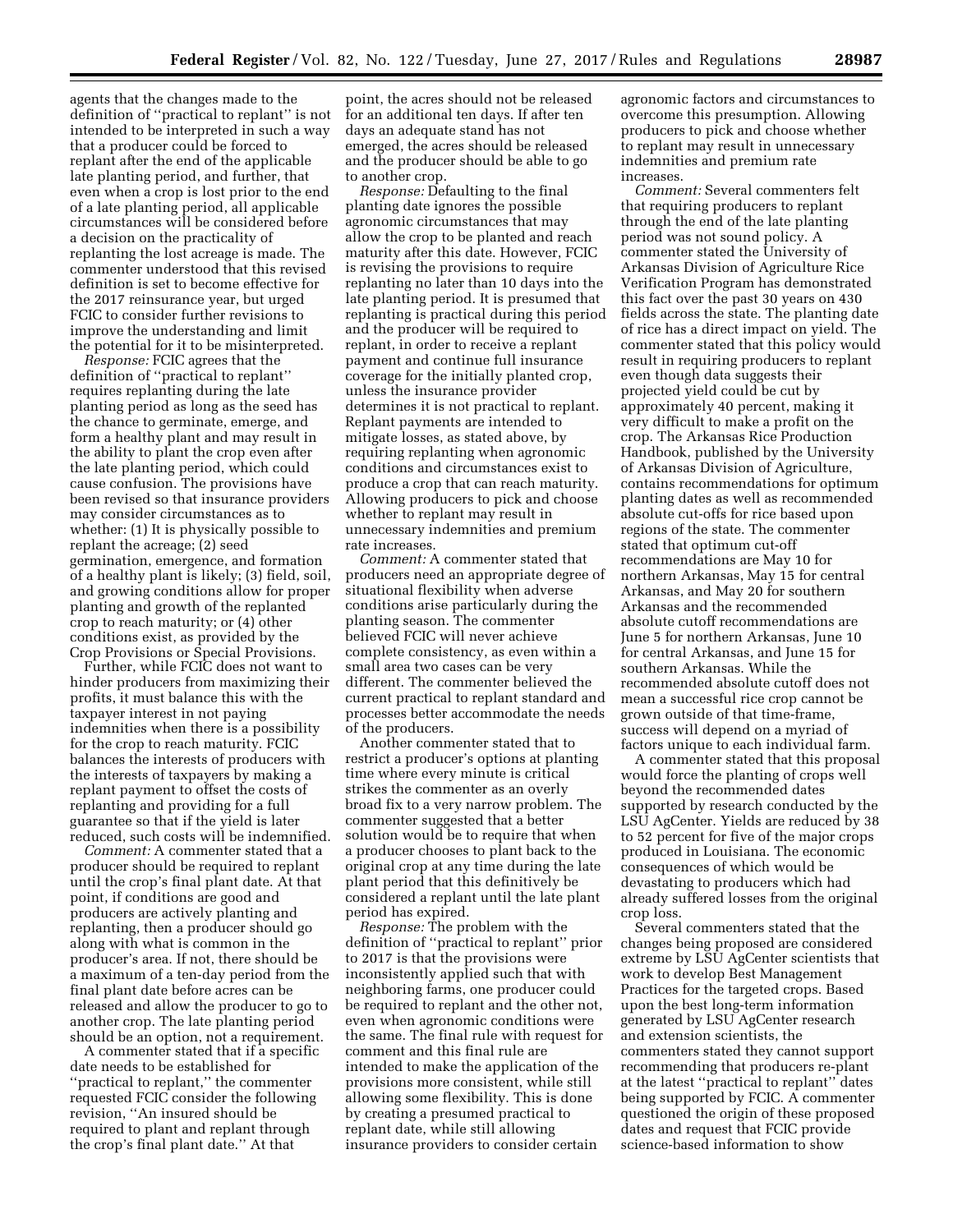agents that the changes made to the definition of ''practical to replant'' is not intended to be interpreted in such a way that a producer could be forced to replant after the end of the applicable late planting period, and further, that even when a crop is lost prior to the end of a late planting period, all applicable circumstances will be considered before a decision on the practicality of replanting the lost acreage is made. The commenter understood that this revised definition is set to become effective for the 2017 reinsurance year, but urged FCIC to consider further revisions to improve the understanding and limit the potential for it to be misinterpreted.

*Response:* FCIC agrees that the definition of ''practical to replant'' requires replanting during the late planting period as long as the seed has the chance to germinate, emerge, and form a healthy plant and may result in the ability to plant the crop even after the late planting period, which could cause confusion. The provisions have been revised so that insurance providers may consider circumstances as to whether: (1) It is physically possible to replant the acreage; (2) seed germination, emergence, and formation of a healthy plant is likely; (3) field, soil, and growing conditions allow for proper planting and growth of the replanted crop to reach maturity; or (4) other conditions exist, as provided by the Crop Provisions or Special Provisions.

Further, while FCIC does not want to hinder producers from maximizing their profits, it must balance this with the taxpayer interest in not paying indemnities when there is a possibility for the crop to reach maturity. FCIC balances the interests of producers with the interests of taxpayers by making a replant payment to offset the costs of replanting and providing for a full guarantee so that if the yield is later reduced, such costs will be indemnified.

*Comment:* A commenter stated that a producer should be required to replant until the crop's final plant date. At that point, if conditions are good and producers are actively planting and replanting, then a producer should go along with what is common in the producer's area. If not, there should be a maximum of a ten-day period from the final plant date before acres can be released and allow the producer to go to another crop. The late planting period should be an option, not a requirement.

A commenter stated that if a specific date needs to be established for ''practical to replant,'' the commenter requested FCIC consider the following revision, ''An insured should be required to plant and replant through the crop's final plant date.'' At that point, the acres should not be released for an additional ten days. If after ten days an adequate stand has not emerged, the acres should be released and the producer should be able to go to another crop.

*Response:* Defaulting to the final planting date ignores the possible agronomic circumstances that may allow the crop to be planted and reach maturity after this date. However, FCIC is revising the provisions to require replanting no later than 10 days into the late planting period. It is presumed that replanting is practical during this period and the producer will be required to replant, in order to receive a replant payment and continue full insurance coverage for the initially planted crop, unless the insurance provider determines it is not practical to replant. Replant payments are intended to mitigate losses, as stated above, by requiring replanting when agronomic conditions and circumstances exist to produce a crop that can reach maturity. Allowing producers to pick and choose whether to replant may result in unnecessary indemnities and premium rate increases.

*Comment:* A commenter stated that producers need an appropriate degree of situational flexibility when adverse conditions arise particularly during the planting season. The commenter believed FCIC will never achieve complete consistency, as even within a small area two cases can be very different. The commenter believed the current practical to replant standard and processes better accommodate the needs of the producers.

Another commenter stated that to restrict a producer's options at planting time where every minute is critical strikes the commenter as an overly broad fix to a very narrow problem. The commenter suggested that a better solution would be to require that when a producer chooses to plant back to the original crop at any time during the late plant period that this definitively be considered a replant until the late plant period has expired.

*Response:* The problem with the definition of ''practical to replant'' prior to 2017 is that the provisions were inconsistently applied such that with neighboring farms, one producer could be required to replant and the other not, even when agronomic conditions were the same. The final rule with request for comment and this final rule are intended to make the application of the provisions more consistent, while still allowing some flexibility. This is done by creating a presumed practical to replant date, while still allowing insurance providers to consider certain agronomic factors and circumstances to overcome this presumption. Allowing producers to pick and choose whether to replant may result in unnecessary indemnities and premium rate increases.

*Comment:* Several commenters felt that requiring producers to replant through the end of the late planting period was not sound policy. A commenter stated the University of Arkansas Division of Agriculture Rice Verification Program has demonstrated this fact over the past 30 years on 430 fields across the state. The planting date of rice has a direct impact on yield. The commenter stated that this policy would result in requiring producers to replant even though data suggests their projected yield could be cut by approximately 40 percent, making it very difficult to make a profit on the crop. The Arkansas Rice Production Handbook, published by the University of Arkansas Division of Agriculture, contains recommendations for optimum planting dates as well as recommended absolute cut-offs for rice based upon regions of the state. The commenter stated that optimum cut-off recommendations are May 10 for northern Arkansas, May 15 for central Arkansas, and May 20 for southern Arkansas and the recommended absolute cutoff recommendations are June 5 for northern Arkansas, June 10 for central Arkansas, and June 15 for southern Arkansas. While the recommended absolute cutoff does not mean a successful rice crop cannot be grown outside of that time-frame, success will depend on a myriad of factors unique to each individual farm.

A commenter stated that this proposal would force the planting of crops well beyond the recommended dates supported by research conducted by the LSU AgCenter. Yields are reduced by 38 to 52 percent for five of the major crops produced in Louisiana. The economic consequences of which would be devastating to producers which had already suffered losses from the original crop loss.

Several commenters stated that the changes being proposed are considered extreme by LSU AgCenter scientists that work to develop Best Management Practices for the targeted crops. Based upon the best long-term information generated by LSU AgCenter research and extension scientists, the commenters stated they cannot support recommending that producers re-plant at the latest ''practical to replant'' dates being supported by FCIC. A commenter questioned the origin of these proposed dates and request that FCIC provide science-based information to show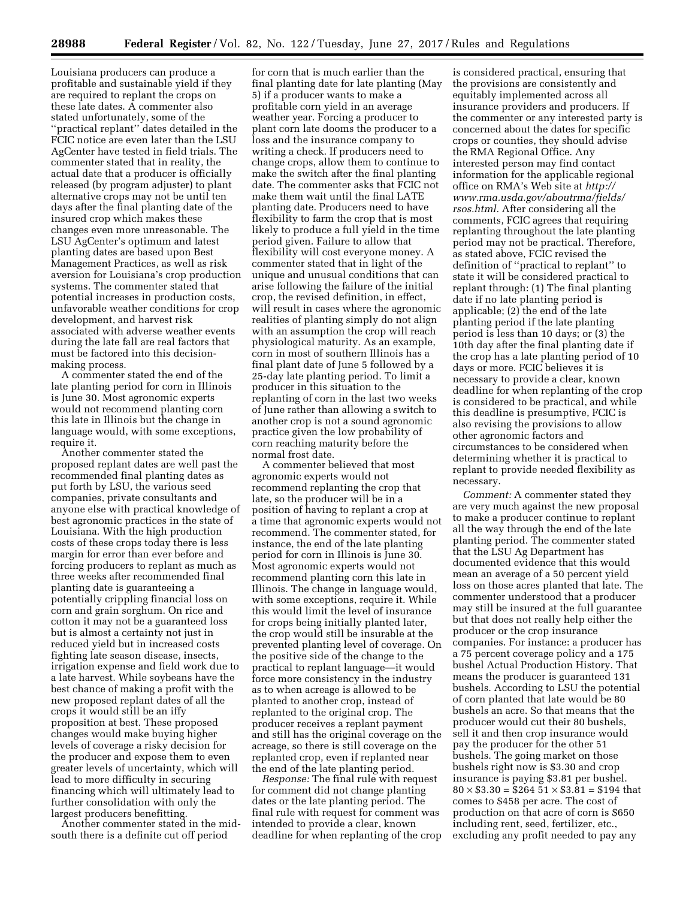Louisiana producers can produce a profitable and sustainable yield if they are required to replant the crops on these late dates. A commenter also stated unfortunately, some of the ''practical replant'' dates detailed in the FCIC notice are even later than the LSU AgCenter have tested in field trials. The commenter stated that in reality, the actual date that a producer is officially released (by program adjuster) to plant alternative crops may not be until ten days after the final planting date of the insured crop which makes these changes even more unreasonable. The LSU AgCenter's optimum and latest planting dates are based upon Best Management Practices, as well as risk aversion for Louisiana's crop production systems. The commenter stated that potential increases in production costs, unfavorable weather conditions for crop development, and harvest risk associated with adverse weather events during the late fall are real factors that must be factored into this decision-making process.

A commenter stated the end of the late planting period for corn in Illinois is June 30. Most agronomic experts would not recommend planting corn this late in Illinois but the change in language would, with some exceptions, require it.

Another commenter stated the proposed replant dates are well past the recommended final planting dates as put forth by LSU, the various seed companies, private consultants and anyone else with practical knowledge of best agronomic practices in the state of Louisiana. With the high production costs of these crops today there is less margin for error than ever before and forcing producers to replant as much as three weeks after recommended final planting date is guaranteeing a potentially crippling financial loss on corn and grain sorghum. On rice and cotton it may not be a guaranteed loss but is almost a certainty not just in reduced yield but in increased costs fighting late season disease, insects, irrigation expense and field work due to a late harvest. While soybeans have the best chance of making a profit with the new proposed replant dates of all the crops it would still be an iffy proposition at best. These proposed changes would make buying higher levels of coverage a risky decision for the producer and expose them to even greater levels of uncertainty, which will lead to more difficulty in securing financing which will ultimately lead to further consolidation with only the largest producers benefitting.

Another commenter stated in the mid-south there is a definite cut off period for corn that is much earlier than the final planting date for late planting (May 5) if a producer wants to make a profitable corn yield in an average weather year. Forcing a producer to plant corn late dooms the producer to a loss and the insurance company to writing a check. If producers need to change crops, allow them to continue to make the switch after the final planting date. The commenter asks that FCIC not make them wait until the final LATE planting date. Producers need to have flexibility to farm the crop that is most likely to produce a full yield in the time period given. Failure to allow that flexibility will cost everyone money. A commenter stated that in light of the unique and unusual conditions that can arise following the failure of the initial crop, the revised definition, in effect, will result in cases where the agronomic realities of planting simply do not align with an assumption the crop will reach physiological maturity. As an example, corn in most of southern Illinois has a final plant date of June 5 followed by a 25-day late planting period. To limit a producer in this situation to the replanting of corn in the last two weeks of June rather than allowing a switch to another crop is not a sound agronomic practice given the low probability of corn reaching maturity before the normal frost date.

A commenter believed that most agronomic experts would not recommend replanting the crop that late, so the producer will be in a position of having to replant a crop at a time that agronomic experts would not recommend. The commenter stated, for instance, the end of the late planting period for corn in Illinois is June 30. Most agronomic experts would not recommend planting corn this late in Illinois. The change in language would, with some exceptions, require it. While this would limit the level of insurance for crops being initially planted later, the crop would still be insurable at the prevented planting level of coverage. On the positive side of the change to the practical to replant language—it would force more consistency in the industry as to when acreage is allowed to be planted to another crop, instead of replanted to the original crop. The producer receives a replant payment and still has the original coverage on the acreage, so there is still coverage on the replanted crop, even if replanted near the end of the late planting period.

*Response:* The final rule with request for comment did not change planting dates or the late planting period. The final rule with request for comment was intended to provide a clear, known deadline for when replanting of the crop is considered practical, ensuring that the provisions are consistently and equitably implemented across all insurance providers and producers. If the commenter or any interested party is concerned about the dates for specific crops or counties, they should advise the RMA Regional Office. Any interested person may find contact information for the applicable regional office on RMA's Web site at *http://www.rma.usda.gov/aboutrma/fields/rsos.html.* After considering all the comments, FCIC agrees that requiring replanting throughout the late planting period may not be practical. Therefore, as stated above, FCIC revised the definition of ''practical to replant'' to state it will be considered practical to replant through: (1) The final planting date if no late planting period is applicable; (2) the end of the late planting period if the late planting period is less than 10 days; or (3) the 10th day after the final planting date if the crop has a late planting period of 10 days or more. FCIC believes it is necessary to provide a clear, known deadline for when replanting of the crop is considered to be practical, and while this deadline is presumptive, FCIC is also revising the provisions to allow other agronomic factors and circumstances to be considered when determining whether it is practical to replant to provide needed flexibility as necessary.

*Comment:* A commenter stated they are very much against the new proposal to make a producer continue to replant all the way through the end of the late planting period. The commenter stated that the LSU Ag Department has documented evidence that this would mean an average of a 50 percent yield loss on those acres planted that late. The commenter understood that a producer may still be insured at the full guarantee but that does not really help either the producer or the crop insurance companies. For instance: a producer has a 75 percent coverage policy and a 175 bushel Actual Production History. That means the producer is guaranteed 131 bushels. According to LSU the potential of corn planted that late would be 80 bushels an acre. So that means that the producer would cut their 80 bushels, sell it and then crop insurance would pay the producer for the other 51 bushels. The going market on those bushels right now is $3.30 and crop insurance is paying $3.81 per bushel. $80 \times \$3.30 = \$264$ $51 \times \$3.81 = \$194$ that comes to $458 per acre. The cost of production on that acre of corn is $650 including rent, seed, fertilizer, etc., excluding any profit needed to pay any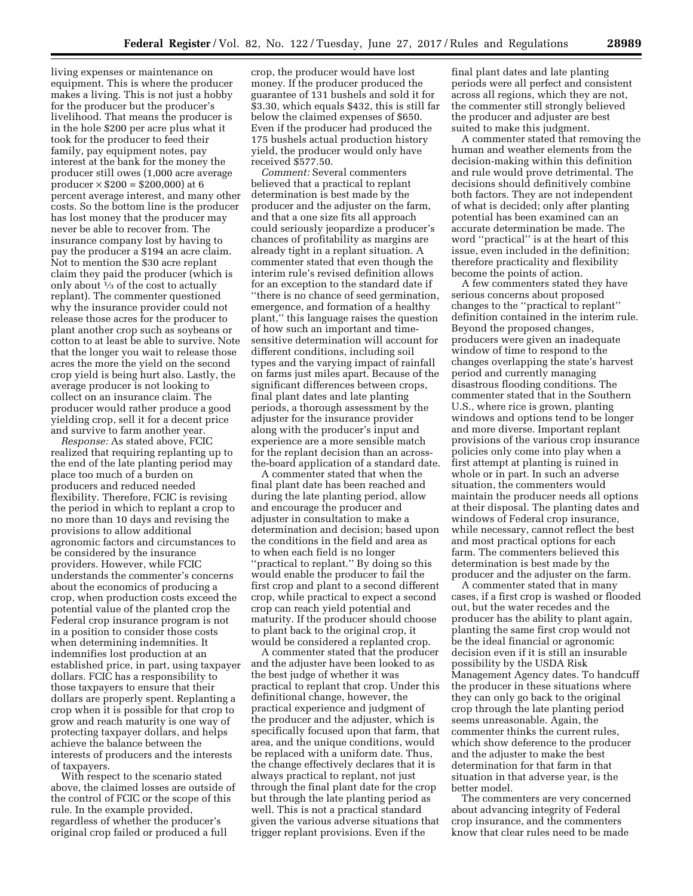living expenses or maintenance on equipment. This is where the producer makes a living. This is not just a hobby for the producer but the producer's livelihood. That means the producer is in the hole $200 per acre plus what it took for the producer to feed their family, pay equipment notes, pay interest at the bank for the money the producer still owes (1,000 acre average producer × $200 = $200,000) at 6 percent average interest, and many other costs. So the bottom line is the producer has lost money that the producer may never be able to recover from. The insurance company lost by having to pay the producer a $194 an acre claim. Not to mention the $30 acre replant claim they paid the producer (which is only about ⅓ of the cost to actually replant). The commenter questioned why the insurance provider could not release those acres for the producer to plant another crop such as soybeans or cotton to at least be able to survive. Note that the longer you wait to release those acres the more the yield on the second crop yield is being hurt also. Lastly, the average producer is not looking to collect on an insurance claim. The producer would rather produce a good yielding crop, sell it for a decent price and survive to farm another year.

*Response:* As stated above, FCIC realized that requiring replanting up to the end of the late planting period may place too much of a burden on producers and reduced needed flexibility. Therefore, FCIC is revising the period in which to replant a crop to no more than 10 days and revising the provisions to allow additional agronomic factors and circumstances to be considered by the insurance providers. However, while FCIC understands the commenter's concerns about the economics of producing a crop, when production costs exceed the potential value of the planted crop the Federal crop insurance program is not in a position to consider those costs when determining indemnities. It indemnifies lost production at an established price, in part, using taxpayer dollars. FCIC has a responsibility to those taxpayers to ensure that their dollars are properly spent. Replanting a crop when it is possible for that crop to grow and reach maturity is one way of protecting taxpayer dollars, and helps achieve the balance between the interests of producers and the interests of taxpayers.

With respect to the scenario stated above, the claimed losses are outside of the control of FCIC or the scope of this rule. In the example provided, regardless of whether the producer's original crop failed or produced a full crop, the producer would have lost money. If the producer produced the guarantee of 131 bushels and sold it for $3.30, which equals $432, this is still far below the claimed expenses of $650. Even if the producer had produced the 175 bushels actual production history yield, the producer would only have received $577.50.

*Comment:* Several commenters believed that a practical to replant determination is best made by the producer and the adjuster on the farm, and that a one size fits all approach could seriously jeopardize a producer's chances of profitability as margins are already tight in a replant situation. A commenter stated that even though the interim rule's revised definition allows for an exception to the standard date if "there is no chance of seed germination, emergence, and formation of a healthy plant," this language raises the question of how such an important and time-sensitive determination will account for different conditions, including soil types and the varying impact of rainfall on farms just miles apart. Because of the significant differences between crops, final plant dates and late planting periods, a thorough assessment by the adjuster for the insurance provider along with the producer's input and experience are a more sensible match for the replant decision than an across-the-board application of a standard date.

A commenter stated that when the final plant date has been reached and during the late planting period, allow and encourage the producer and adjuster in consultation to make a determination and decision; based upon the conditions in the field and area as to when each field is no longer "practical to replant." By doing so this would enable the producer to fail the first crop and plant to a second different crop, while practical to expect a second crop can reach yield potential and maturity. If the producer should choose to plant back to the original crop, it would be considered a replanted crop.

A commenter stated that the producer and the adjuster have been looked to as the best judge of whether it was practical to replant that crop. Under this definitional change, however, the practical experience and judgment of the producer and the adjuster, which is specifically focused upon that farm, that area, and the unique conditions, would be replaced with a uniform date. Thus, the change effectively declares that it is always practical to replant, not just through the final plant date for the crop but through the late planting period as well. This is not a practical standard given the various adverse situations that trigger replant provisions. Even if the final plant dates and late planting periods were all perfect and consistent across all regions, which they are not, the commenter still strongly believed the producer and adjuster are best suited to make this judgment.

A commenter stated that removing the human and weather elements from the decision-making within this definition and rule would prove detrimental. The decisions should definitively combine both factors. They are not independent of what is decided; only after planting potential has been examined can an accurate determination be made. The word "practical" is at the heart of this issue, even included in the definition; therefore practicality and flexibility become the points of action.

A few commenters stated they have serious concerns about proposed changes to the "practical to replant" definition contained in the interim rule. Beyond the proposed changes, producers were given an inadequate window of time to respond to the changes overlapping the state's harvest period and currently managing disastrous flooding conditions. The commenter stated that in the Southern U.S., where rice is grown, planting windows and options tend to be longer and more diverse. Important replant provisions of the various crop insurance policies only come into play when a first attempt at planting is ruined in whole or in part. In such an adverse situation, the commenters would maintain the producer needs all options at their disposal. The planting dates and windows of Federal crop insurance, while necessary, cannot reflect the best and most practical options for each farm. The commenters believed this determination is best made by the producer and the adjuster on the farm.

A commenter stated that in many cases, if a first crop is washed or flooded out, but the water recedes and the producer has the ability to plant again, planting the same first crop would not be the ideal financial or agronomic decision even if it is still an insurable possibility by the USDA Risk Management Agency dates. To handcuff the producer in these situations where they can only go back to the original crop through the late planting period seems unreasonable. Again, the commenter thinks the current rules, which show deference to the producer and the adjuster to make the best determination for that farm in that situation in that adverse year, is the better model.

The commenters are very concerned about advancing integrity of Federal crop insurance, and the commenters know that clear rules need to be made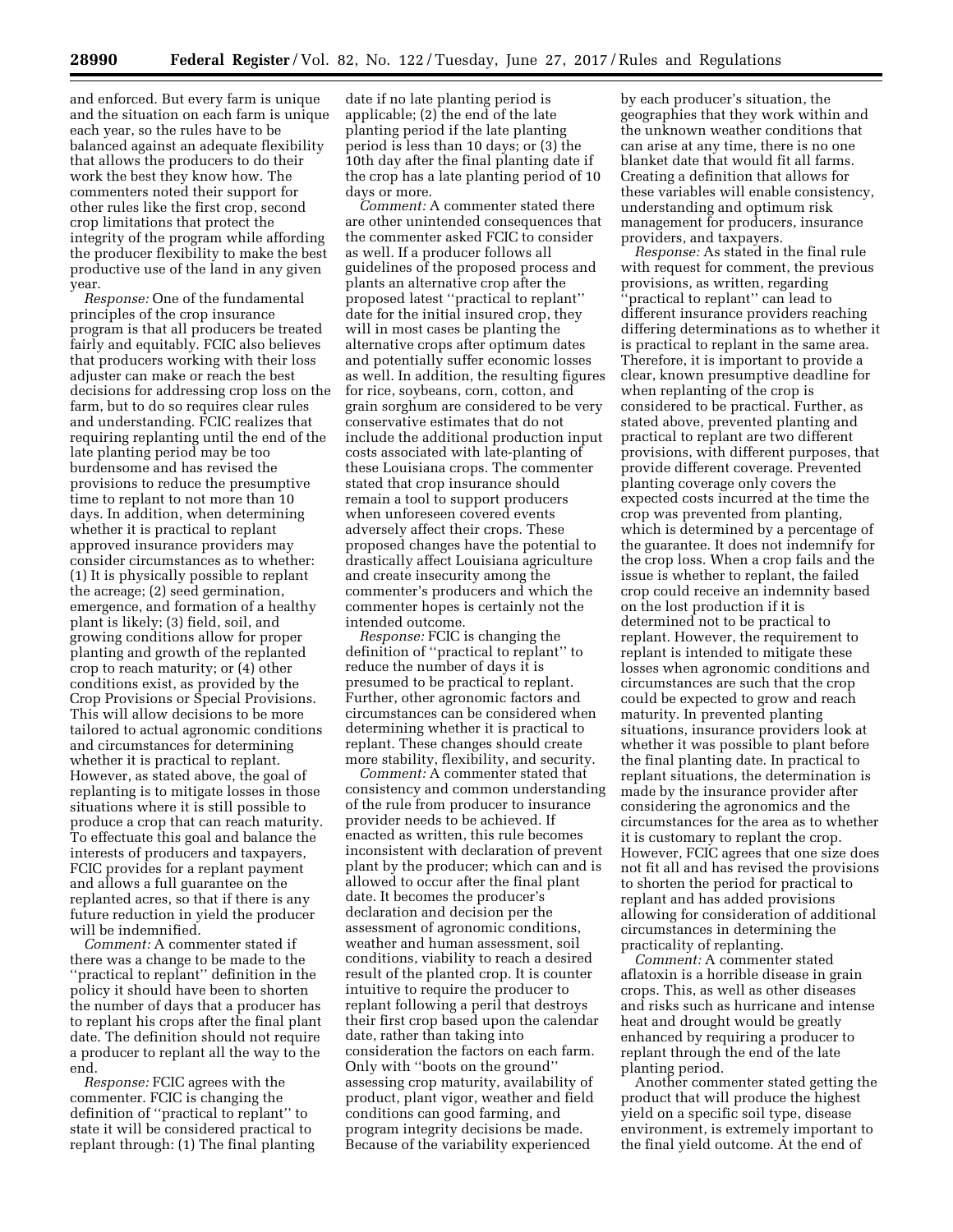and enforced. But every farm is unique and the situation on each farm is unique each year, so the rules have to be balanced against an adequate flexibility that allows the producers to do their work the best they know how. The commenters noted their support for other rules like the first crop, second crop limitations that protect the integrity of the program while affording the producer flexibility to make the best productive use of the land in any given year.

*Response:* One of the fundamental principles of the crop insurance program is that all producers be treated fairly and equitably. FCIC also believes that producers working with their loss adjuster can make or reach the best decisions for addressing crop loss on the farm, but to do so requires clear rules and understanding. FCIC realizes that requiring replanting until the end of the late planting period may be too burdensome and has revised the provisions to reduce the presumptive time to replant to not more than 10 days. In addition, when determining whether it is practical to replant approved insurance providers may consider circumstances as to whether: (1) It is physically possible to replant the acreage; (2) seed germination, emergence, and formation of a healthy plant is likely; (3) field, soil, and growing conditions allow for proper planting and growth of the replanted crop to reach maturity; or (4) other conditions exist, as provided by the Crop Provisions or Special Provisions. This will allow decisions to be more tailored to actual agronomic conditions and circumstances for determining whether it is practical to replant. However, as stated above, the goal of replanting is to mitigate losses in those situations where it is still possible to produce a crop that can reach maturity. To effectuate this goal and balance the interests of producers and taxpayers, FCIC provides for a replant payment and allows a full guarantee on the replanted acres, so that if there is any future reduction in yield the producer will be indemnified.

*Comment:* A commenter stated if there was a change to be made to the ''practical to replant'' definition in the policy it should have been to shorten the number of days that a producer has to replant his crops after the final plant date. The definition should not require a producer to replant all the way to the end.

*Response:* FCIC agrees with the commenter. FCIC is changing the definition of ''practical to replant'' to state it will be considered practical to replant through: (1) The final planting date if no late planting period is applicable; (2) the end of the late planting period if the late planting period is less than 10 days; or (3) the 10th day after the final planting date if the crop has a late planting period of 10 days or more.

*Comment:* A commenter stated there are other unintended consequences that the commenter asked FCIC to consider as well. If a producer follows all guidelines of the proposed process and plants an alternative crop after the proposed latest ''practical to replant'' date for the initial insured crop, they will in most cases be planting the alternative crops after optimum dates and potentially suffer economic losses as well. In addition, the resulting figures for rice, soybeans, corn, cotton, and grain sorghum are considered to be very conservative estimates that do not include the additional production input costs associated with late-planting of these Louisiana crops. The commenter stated that crop insurance should remain a tool to support producers when unforeseen covered events adversely affect their crops. These proposed changes have the potential to drastically affect Louisiana agriculture and create insecurity among the commenter's producers and which the commenter hopes is certainly not the intended outcome.

*Response:* FCIC is changing the definition of ''practical to replant'' to reduce the number of days it is presumed to be practical to replant. Further, other agronomic factors and circumstances can be considered when determining whether it is practical to replant. These changes should create more stability, flexibility, and security.

*Comment:* A commenter stated that consistency and common understanding of the rule from producer to insurance provider needs to be achieved. If enacted as written, this rule becomes inconsistent with declaration of prevent plant by the producer; which can and is allowed to occur after the final plant date. It becomes the producer's declaration and decision per the assessment of agronomic conditions, weather and human assessment, soil conditions, viability to reach a desired result of the planted crop. It is counter intuitive to require the producer to replant following a peril that destroys their first crop based upon the calendar date, rather than taking into consideration the factors on each farm. Only with ''boots on the ground'' assessing crop maturity, availability of product, plant vigor, weather and field conditions can good farming, and program integrity decisions be made. Because of the variability experienced by each producer's situation, the geographies that they work within and the unknown weather conditions that can arise at any time, there is no one blanket date that would fit all farms. Creating a definition that allows for these variables will enable consistency, understanding and optimum risk management for producers, insurance providers, and taxpayers.

*Response:* As stated in the final rule with request for comment, the previous provisions, as written, regarding ''practical to replant'' can lead to different insurance providers reaching differing determinations as to whether it is practical to replant in the same area. Therefore, it is important to provide a clear, known presumptive deadline for when replanting of the crop is considered to be practical. Further, as stated above, prevented planting and practical to replant are two different provisions, with different purposes, that provide different coverage. Prevented planting coverage only covers the expected costs incurred at the time the crop was prevented from planting, which is determined by a percentage of the guarantee. It does not indemnify for the crop loss. When a crop fails and the issue is whether to replant, the failed crop could receive an indemnity based on the lost production if it is determined not to be practical to replant. However, the requirement to replant is intended to mitigate these losses when agronomic conditions and circumstances are such that the crop could be expected to grow and reach maturity. In prevented planting situations, insurance providers look at whether it was possible to plant before the final planting date. In practical to replant situations, the determination is made by the insurance provider after considering the agronomics and the circumstances for the area as to whether it is customary to replant the crop. However, FCIC agrees that one size does not fit all and has revised the provisions to shorten the period for practical to replant and has added provisions allowing for consideration of additional circumstances in determining the practicality of replanting.

*Comment:* A commenter stated aflatoxin is a horrible disease in grain crops. This, as well as other diseases and risks such as hurricane and intense heat and drought would be greatly enhanced by requiring a producer to replant through the end of the late planting period.

Another commenter stated getting the product that will produce the highest yield on a specific soil type, disease environment, is extremely important to the final yield outcome. At the end of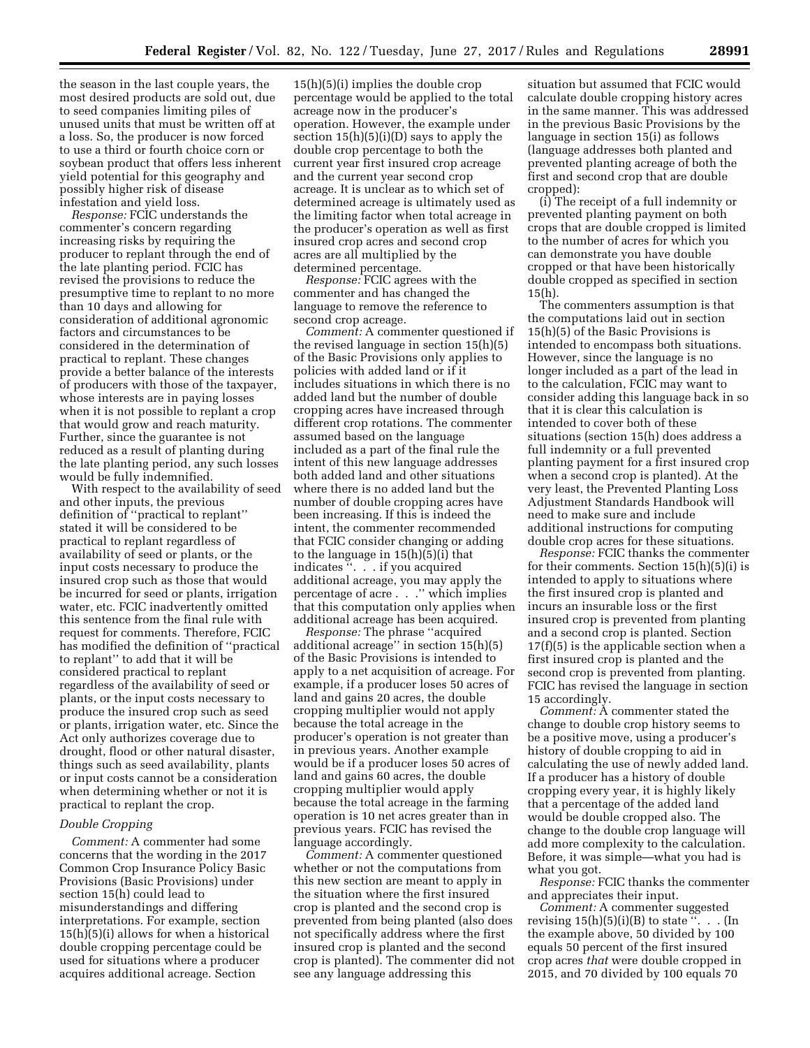the season in the last couple years, the most desired products are sold out, due to seed companies limiting piles of unused units that must be written off at a loss. So, the producer is now forced to use a third or fourth choice corn or soybean product that offers less inherent yield potential for this geography and possibly higher risk of disease infestation and yield loss.

*Response:* FCIC understands the commenter's concern regarding increasing risks by requiring the producer to replant through the end of the late planting period. FCIC has revised the provisions to reduce the presumptive time to replant to no more than 10 days and allowing for consideration of additional agronomic factors and circumstances to be considered in the determination of practical to replant. These changes provide a better balance of the interests of producers with those of the taxpayer, whose interests are in paying losses when it is not possible to replant a crop that would grow and reach maturity. Further, since the guarantee is not reduced as a result of planting during the late planting period, any such losses would be fully indemnified.

With respect to the availability of seed and other inputs, the previous definition of ''practical to replant'' stated it will be considered to be practical to replant regardless of availability of seed or plants, or the input costs necessary to produce the insured crop such as those that would be incurred for seed or plants, irrigation water, etc. FCIC inadvertently omitted this sentence from the final rule with request for comments. Therefore, FCIC has modified the definition of ''practical to replant'' to add that it will be considered practical to replant regardless of the availability of seed or plants, or the input costs necessary to produce the insured crop such as seed or plants, irrigation water, etc. Since the Act only authorizes coverage due to drought, flood or other natural disaster, things such as seed availability, plants or input costs cannot be a consideration when determining whether or not it is practical to replant the crop.

### *Double Cropping*

*Comment:* A commenter had some concerns that the wording in the 2017 Common Crop Insurance Policy Basic Provisions (Basic Provisions) under section 15(h) could lead to misunderstandings and differing interpretations. For example, section 15(h)(5)(i) allows for when a historical double cropping percentage could be used for situations where a producer acquires additional acreage. Section 15(h)(5)(i) implies the double crop percentage would be applied to the total acreage now in the producer's operation. However, the example under section 15(h)(5)(i)(D) says to apply the double crop percentage to both the current year first insured crop acreage and the current year second crop acreage. It is unclear as to which set of determined acreage is ultimately used as the limiting factor when total acreage in the producer's operation as well as first insured crop acres and second crop acres are all multiplied by the determined percentage.

*Response:* FCIC agrees with the commenter and has changed the language to remove the reference to second crop acreage.

*Comment:* A commenter questioned if the revised language in section 15(h)(5) of the Basic Provisions only applies to policies with added land or if it includes situations in which there is no added land but the number of double cropping acres has increased through different crop rotations. The commenter assumed based on the language included as a part of the final rule the intent of this new language addresses both added land and other situations where there is no added land but the number of double cropping acres have been increasing. If this is indeed the intent, the commenter recommended that FCIC consider changing or adding to the language in 15(h)(5)(i) that indicates ''. . . if you acquired additional acreage, you may apply the percentage of acre . . .'' which implies that this computation only applies when additional acreage has been acquired.

*Response:* The phrase ''acquired additional acreage'' in section 15(h)(5) of the Basic Provisions is intended to apply to a net acquisition of acreage. For example, if a producer loses 50 acres of land and gains 20 acres, the double cropping multiplier would not apply because the total acreage in the producer's operation is not greater than in previous years. Another example would be if a producer loses 50 acres of land and gains 60 acres, the double cropping multiplier would apply because the total acreage in the farming operation is 10 net acres greater than in previous years. FCIC has revised the language accordingly.

*Comment:* A commenter questioned whether or not the computations from this new section are meant to apply in the situation where the first insured crop is planted and the second crop is prevented from being planted (also does not specifically address where the first insured crop is planted and the second crop is planted). The commenter did not see any language addressing this situation but assumed that FCIC would calculate double cropping history acres in the same manner. This was addressed in the previous Basic Provisions by the language in section 15(i) as follows (language addresses both planted and prevented planting acreage of both the first and second crop that are double cropped):

(i) The receipt of a full indemnity or prevented planting payment on both crops that are double cropped is limited to the number of acres for which you can demonstrate you have double cropped or that have been historically double cropped as specified in section 15(h).

The commenters assumption is that the computations laid out in section 15(h)(5) of the Basic Provisions is intended to encompass both situations. However, since the language is no longer included as a part of the lead in to the calculation, FCIC may want to consider adding this language back in so that it is clear this calculation is intended to cover both of these situations (section 15(h) does address a full indemnity or a full prevented planting payment for a first insured crop when a second crop is planted). At the very least, the Prevented Planting Loss Adjustment Standards Handbook will need to make sure and include additional instructions for computing double crop acres for these situations.

*Response:* FCIC thanks the commenter for their comments. Section 15(h)(5)(i) is intended to apply to situations where the first insured crop is planted and incurs an insurable loss or the first insured crop is prevented from planting and a second crop is planted. Section 17(f)(5) is the applicable section when a first insured crop is planted and the second crop is prevented from planting. FCIC has revised the language in section 15 accordingly.

*Comment:* A commenter stated the change to double crop history seems to be a positive move, using a producer's history of double cropping to aid in calculating the use of newly added land. If a producer has a history of double cropping every year, it is highly likely that a percentage of the added land would be double cropped also. The change to the double crop language will add more complexity to the calculation. Before, it was simple—what you had is what you got.

*Response:* FCIC thanks the commenter and appreciates their input.

*Comment:* A commenter suggested revising 15(h)(5)(i)(B) to state ''. . . (In the example above, 50 divided by 100 equals 50 percent of the first insured crop acres *that* were double cropped in 2015, and 70 divided by 100 equals 70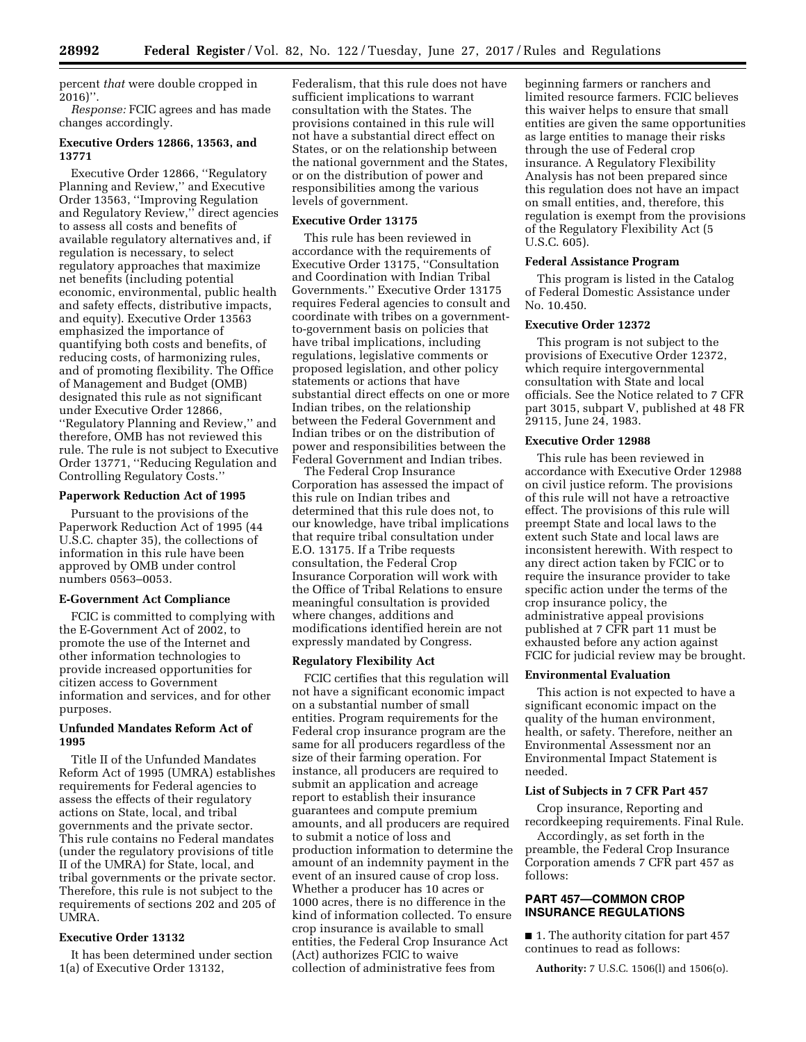percent *that* were double cropped in 2016)''.

*Response:* FCIC agrees and has made changes accordingly.

**Executive Orders 12866, 13563, and 13771**

Executive Order 12866, ''Regulatory Planning and Review,'' and Executive Order 13563, ''Improving Regulation and Regulatory Review,'' direct agencies to assess all costs and benefits of available regulatory alternatives and, if regulation is necessary, to select regulatory approaches that maximize net benefits (including potential economic, environmental, public health and safety effects, distributive impacts, and equity). Executive Order 13563 emphasized the importance of quantifying both costs and benefits, of reducing costs, of harmonizing rules, and of promoting flexibility. The Office of Management and Budget (OMB) designated this rule as not significant under Executive Order 12866, ''Regulatory Planning and Review,'' and therefore, OMB has not reviewed this rule. The rule is not subject to Executive Order 13771, ''Reducing Regulation and Controlling Regulatory Costs.''

**Paperwork Reduction Act of 1995**

Pursuant to the provisions of the Paperwork Reduction Act of 1995 (44 U.S.C. chapter 35), the collections of information in this rule have been approved by OMB under control numbers 0563–0053.

**E-Government Act Compliance**

FCIC is committed to complying with the E-Government Act of 2002, to promote the use of the Internet and other information technologies to provide increased opportunities for citizen access to Government information and services, and for other purposes.

**Unfunded Mandates Reform Act of 1995**

Title II of the Unfunded Mandates Reform Act of 1995 (UMRA) establishes requirements for Federal agencies to assess the effects of their regulatory actions on State, local, and tribal governments and the private sector. This rule contains no Federal mandates (under the regulatory provisions of title II of the UMRA) for State, local, and tribal governments or the private sector. Therefore, this rule is not subject to the requirements of sections 202 and 205 of UMRA.

**Executive Order 13132**

It has been determined under section 1(a) of Executive Order 13132, Federalism, that this rule does not have sufficient implications to warrant consultation with the States. The provisions contained in this rule will not have a substantial direct effect on States, or on the relationship between the national government and the States, or on the distribution of power and responsibilities among the various levels of government.

**Executive Order 13175**

This rule has been reviewed in accordance with the requirements of Executive Order 13175, ''Consultation and Coordination with Indian Tribal Governments.'' Executive Order 13175 requires Federal agencies to consult and coordinate with tribes on a government-to-government basis on policies that have tribal implications, including regulations, legislative comments or proposed legislation, and other policy statements or actions that have substantial direct effects on one or more Indian tribes, on the relationship between the Federal Government and Indian tribes or on the distribution of power and responsibilities between the Federal Government and Indian tribes.

The Federal Crop Insurance Corporation has assessed the impact of this rule on Indian tribes and determined that this rule does not, to our knowledge, have tribal implications that require tribal consultation under E.O. 13175. If a Tribe requests consultation, the Federal Crop Insurance Corporation will work with the Office of Tribal Relations to ensure meaningful consultation is provided where changes, additions and modifications identified herein are not expressly mandated by Congress.

**Regulatory Flexibility Act**

FCIC certifies that this regulation will not have a significant economic impact on a substantial number of small entities. Program requirements for the Federal crop insurance program are the same for all producers regardless of the size of their farming operation. For instance, all producers are required to submit an application and acreage report to establish their insurance guarantees and compute premium amounts, and all producers are required to submit a notice of loss and production information to determine the amount of an indemnity payment in the event of an insured cause of crop loss. Whether a producer has 10 acres or 1000 acres, there is no difference in the kind of information collected. To ensure crop insurance is available to small entities, the Federal Crop Insurance Act (Act) authorizes FCIC to waive collection of administrative fees from beginning farmers or ranchers and limited resource farmers. FCIC believes this waiver helps to ensure that small entities are given the same opportunities as large entities to manage their risks through the use of Federal crop insurance. A Regulatory Flexibility Analysis has not been prepared since this regulation does not have an impact on small entities, and, therefore, this regulation is exempt from the provisions of the Regulatory Flexibility Act (5 U.S.C. 605).

**Federal Assistance Program**

This program is listed in the Catalog of Federal Domestic Assistance under No. 10.450.

**Executive Order 12372**

This program is not subject to the provisions of Executive Order 12372, which require intergovernmental consultation with State and local officials. See the Notice related to 7 CFR part 3015, subpart V, published at 48 FR 29115, June 24, 1983.

**Executive Order 12988**

This rule has been reviewed in accordance with Executive Order 12988 on civil justice reform. The provisions of this rule will not have a retroactive effect. The provisions of this rule will preempt State and local laws to the extent such State and local laws are inconsistent herewith. With respect to any direct action taken by FCIC or to require the insurance provider to take specific action under the terms of the crop insurance policy, the administrative appeal provisions published at 7 CFR part 11 must be exhausted before any action against FCIC for judicial review may be brought.

**Environmental Evaluation**

This action is not expected to have a significant economic impact on the quality of the human environment, health, or safety. Therefore, neither an Environmental Assessment nor an Environmental Impact Statement is needed.

**List of Subjects in 7 CFR Part 457**

Crop insurance, Reporting and recordkeeping requirements. Final Rule.

Accordingly, as set forth in the preamble, the Federal Crop Insurance Corporation amends 7 CFR part 457 as follows:

## PART 457—COMMON CROP INSURANCE REGULATIONS

■ 1. The authority citation for part 457 continues to read as follows:

**Authority:** 7 U.S.C. 1506(l) and 1506(o).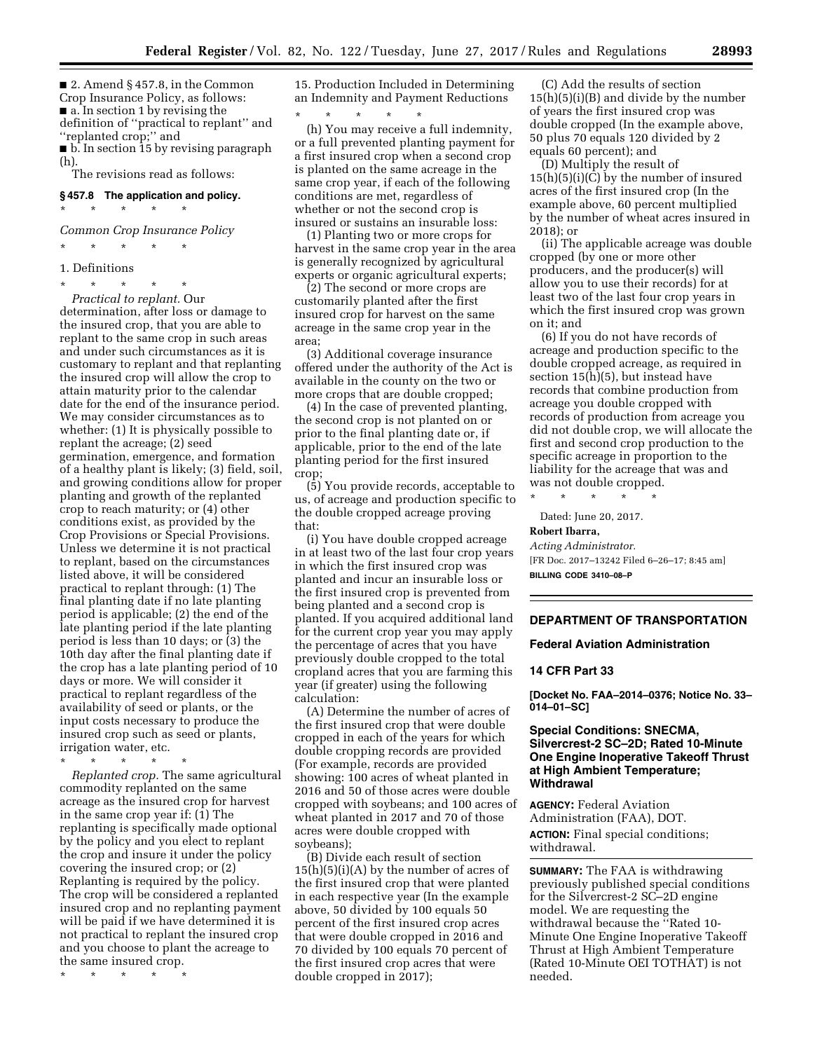■ 2. Amend § 457.8, in the Common Crop Insurance Policy, as follows:

■ a. In section 1 by revising the definition of ''practical to replant'' and ''replanted crop;'' and

■ b. In section 15 by revising paragraph (h).

The revisions read as follows:

### § 457.8 The application and policy.

\* \* \* \* \*

*Common Crop Insurance Policy*

\* \* \* \* \*

1. Definitions

\* \* \* \* \*

*Practical to replant.* Our determination, after loss or damage to the insured crop, that you are able to replant to the same crop in such areas and under such circumstances as it is customary to replant and that replanting the insured crop will allow the crop to attain maturity prior to the calendar date for the end of the insurance period. We may consider circumstances as to whether: (1) It is physically possible to replant the acreage; (2) seed germination, emergence, and formation of a healthy plant is likely; (3) field, soil, and growing conditions allow for proper planting and growth of the replanted crop to reach maturity; or (4) other conditions exist, as provided by the Crop Provisions or Special Provisions. Unless we determine it is not practical to replant, based on the circumstances listed above, it will be considered practical to replant through: (1) The final planting date if no late planting period is applicable; (2) the end of the late planting period if the late planting period is less than 10 days; or (3) the 10th day after the final planting date if the crop has a late planting period of 10 days or more. We will consider it practical to replant regardless of the availability of seed or plants, or the input costs necessary to produce the insured crop such as seed or plants, irrigation water, etc.

\* \* \* \* \*

*Replanted crop.* The same agricultural commodity replanted on the same acreage as the insured crop for harvest in the same crop year if: (1) The replanting is specifically made optional by the policy and you elect to replant the crop and insure it under the policy covering the insured crop; or (2) Replanting is required by the policy. The crop will be considered a replanted insured crop and no replanting payment will be paid if we have determined it is not practical to replant the insured crop and you choose to plant the acreage to the same insured crop.

\* \* \* \* \*

15. Production Included in Determining an Indemnity and Payment Reductions

\* \* \* \* \*

(h) You may receive a full indemnity, or a full prevented planting payment for a first insured crop when a second crop is planted on the same acreage in the same crop year, if each of the following conditions are met, regardless of whether or not the second crop is insured or sustains an insurable loss:

(1) Planting two or more crops for harvest in the same crop year in the area is generally recognized by agricultural experts or organic agricultural experts;

(2) The second or more crops are customarily planted after the first insured crop for harvest on the same acreage in the same crop year in the area;

(3) Additional coverage insurance offered under the authority of the Act is available in the county on the two or more crops that are double cropped;

(4) In the case of prevented planting, the second crop is not planted on or prior to the final planting date or, if applicable, prior to the end of the late planting period for the first insured crop;

(5) You provide records, acceptable to us, of acreage and production specific to the double cropped acreage proving that:

(i) You have double cropped acreage in at least two of the last four crop years in which the first insured crop was planted and incur an insurable loss or the first insured crop is prevented from being planted and a second crop is planted. If you acquired additional land for the current crop year you may apply the percentage of acres that you have previously double cropped to the total cropland acres that you are farming this year (if greater) using the following calculation:

(A) Determine the number of acres of the first insured crop that were double cropped in each of the years for which double cropping records are provided (For example, records are provided showing: 100 acres of wheat planted in 2016 and 50 of those acres were double cropped with soybeans; and 100 acres of wheat planted in 2017 and 70 of those acres were double cropped with soybeans);

(B) Divide each result of section 15(h)(5)(i)(A) by the number of acres of the first insured crop that were planted in each respective year (In the example above, 50 divided by 100 equals 50 percent of the first insured crop acres that were double cropped in 2016 and 70 divided by 100 equals 70 percent of the first insured crop acres that were double cropped in 2017);

(C) Add the results of section 15(h)(5)(i)(B) and divide by the number of years the first insured crop was double cropped (In the example above, 50 plus 70 equals 120 divided by 2 equals 60 percent); and

(D) Multiply the result of 15(h)(5)(i)(C) by the number of insured acres of the first insured crop (In the example above, 60 percent multiplied by the number of wheat acres insured in 2018); or

(ii) The applicable acreage was double cropped (by one or more other producers, and the producer(s) will allow you to use their records) for at least two of the last four crop years in which the first insured crop was grown on it; and

(6) If you do not have records of acreage and production specific to the double cropped acreage, as required in section 15(h)(5), but instead have records that combine production from acreage you double cropped with records of production from acreage you did not double crop, we will allocate the first and second crop production to the specific acreage in proportion to the liability for the acreage that was and was not double cropped.

\* \* \* \* \*

Dated: June 20, 2017.

**Robert Ibarra,**

*Acting Administrator.*

[FR Doc. 2017–13242 Filed 6–26–17; 8:45 am]

**BILLING CODE 3410–08–P**

---

## DEPARTMENT OF TRANSPORTATION

### Federal Aviation Administration

### 14 CFR Part 33

**[Docket No. FAA–2014–0376; Notice No. 33–014–01–SC]**

### Special Conditions: SNECMA, Silvercrest-2 SC–2D; Rated 10-Minute One Engine Inoperative Takeoff Thrust at High Ambient Temperature; Withdrawal

**AGENCY:** Federal Aviation Administration (FAA), DOT.

**ACTION:** Final special conditions; withdrawal.

**SUMMARY:** The FAA is withdrawing previously published special conditions for the Silvercrest-2 SC–2D engine model. We are requesting the withdrawal because the ''Rated 10-Minute One Engine Inoperative Takeoff Thrust at High Ambient Temperature (Rated 10-Minute OEI TOTHAT) is not needed.